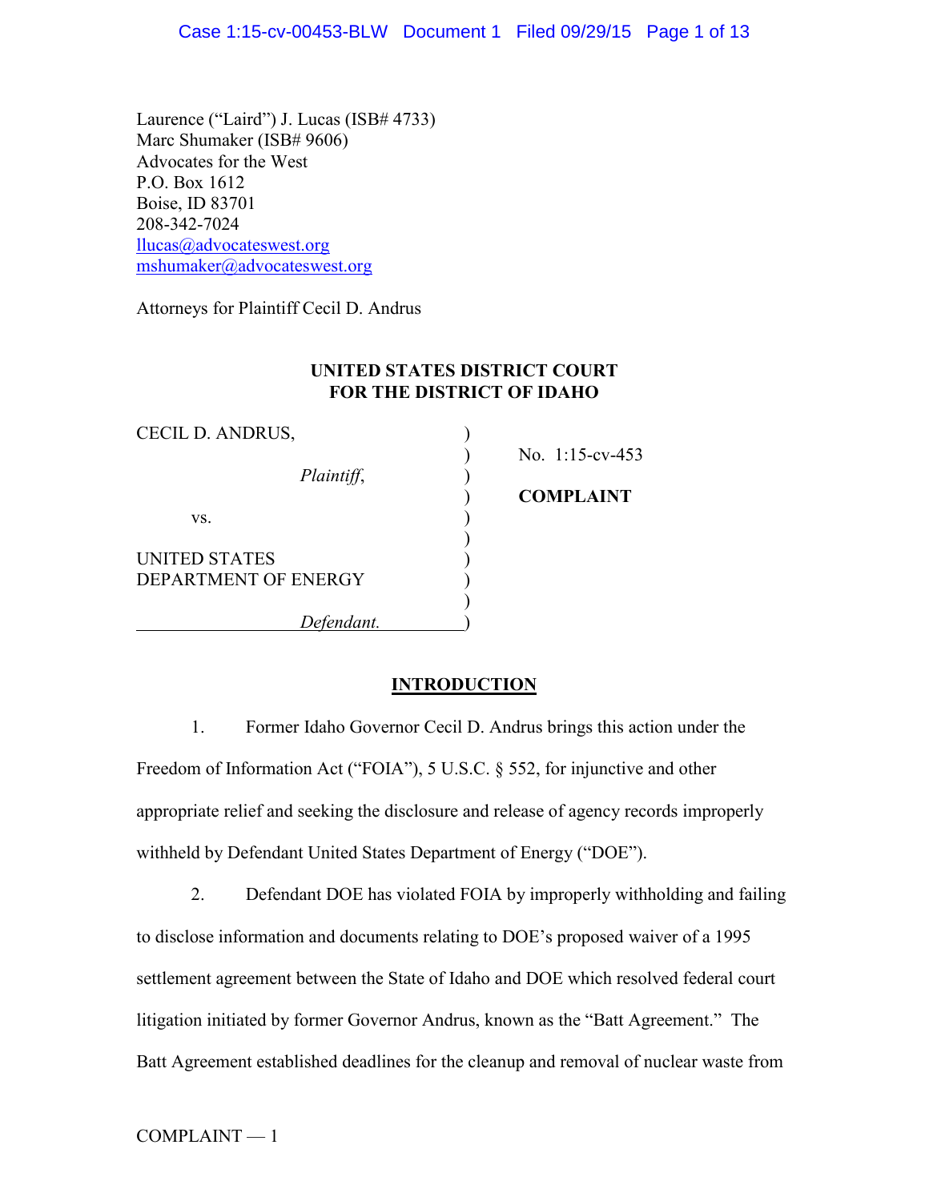Laurence ("Laird") J. Lucas (ISB# 4733)
Marc Shumaker (ISB# 9606)
Advocates for the West
P.O. Box 1612
Boise, ID 83701
208-342-7024
llucas@advocateswest.org
mshumaker@advocateswest.org

Attorneys for Plaintiff Cecil D. Andrus

**UNITED STATES DISTRICT COURT**
**FOR THE DISTRICT OF IDAHO**

| | |
|---|---|
| CECIL D. ANDRUS, *Plaintiff*, vs. UNITED STATES DEPARTMENT OF ENERGY *Defendant.* | No. 1:15-cv-453 **COMPLAINT** |

## INTRODUCTION

1. Former Idaho Governor Cecil D. Andrus brings this action under the Freedom of Information Act ("FOIA"), 5 U.S.C. § 552, for injunctive and other appropriate relief and seeking the disclosure and release of agency records improperly withheld by Defendant United States Department of Energy ("DOE").

2. Defendant DOE has violated FOIA by improperly withholding and failing to disclose information and documents relating to DOE's proposed waiver of a 1995 settlement agreement between the State of Idaho and DOE which resolved federal court litigation initiated by former Governor Andrus, known as the "Batt Agreement." The Batt Agreement established deadlines for the cleanup and removal of nuclear waste from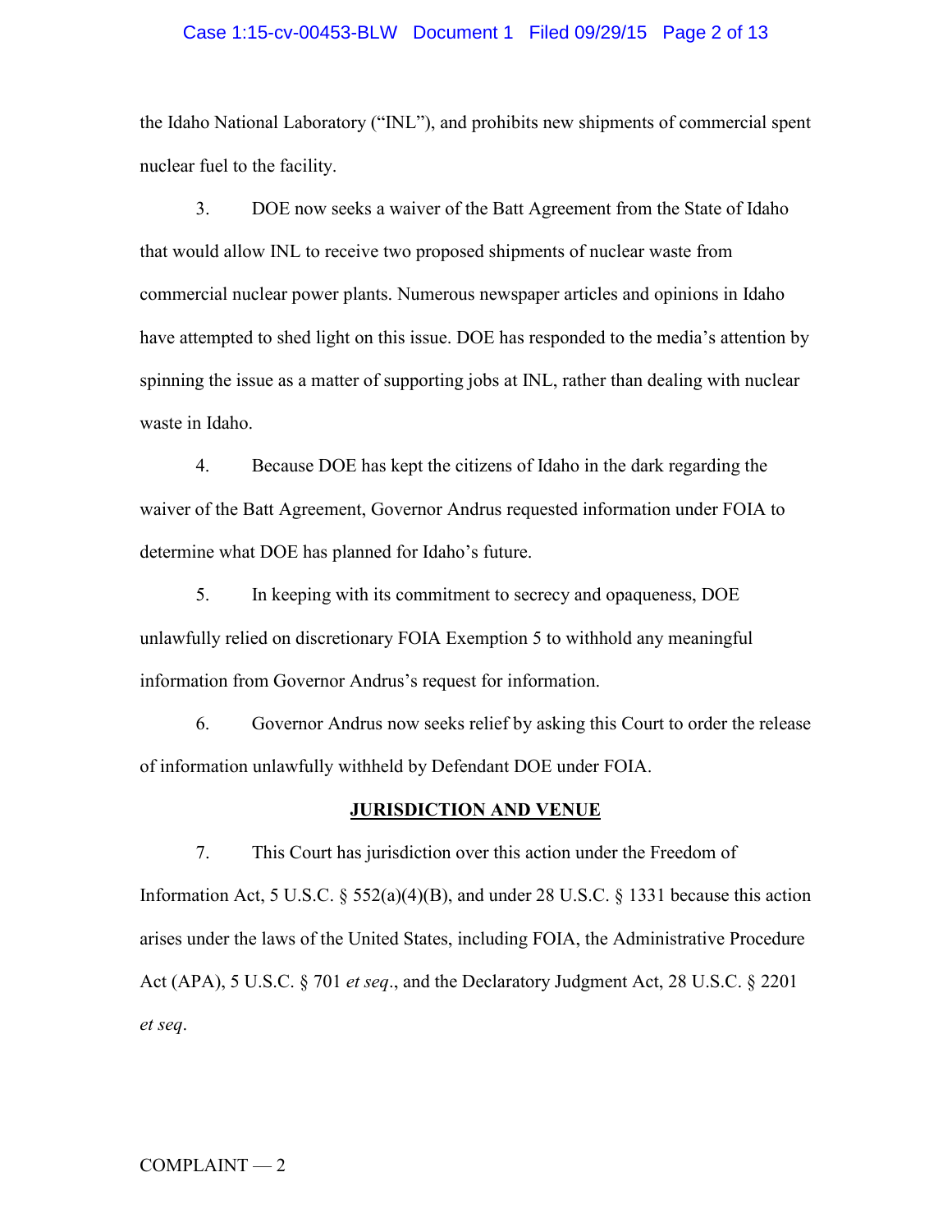the Idaho National Laboratory ("INL"), and prohibits new shipments of commercial spent nuclear fuel to the facility.

3. DOE now seeks a waiver of the Batt Agreement from the State of Idaho that would allow INL to receive two proposed shipments of nuclear waste from commercial nuclear power plants. Numerous newspaper articles and opinions in Idaho have attempted to shed light on this issue. DOE has responded to the media's attention by spinning the issue as a matter of supporting jobs at INL, rather than dealing with nuclear waste in Idaho.

4. Because DOE has kept the citizens of Idaho in the dark regarding the waiver of the Batt Agreement, Governor Andrus requested information under FOIA to determine what DOE has planned for Idaho's future.

5. In keeping with its commitment to secrecy and opaqueness, DOE unlawfully relied on discretionary FOIA Exemption 5 to withhold any meaningful information from Governor Andrus's request for information.

6. Governor Andrus now seeks relief by asking this Court to order the release of information unlawfully withheld by Defendant DOE under FOIA.

## JURISDICTION AND VENUE

7. This Court has jurisdiction over this action under the Freedom of Information Act, 5 U.S.C. § 552(a)(4)(B), and under 28 U.S.C. § 1331 because this action arises under the laws of the United States, including FOIA, the Administrative Procedure Act (APA), 5 U.S.C. § 701 *et seq*., and the Declaratory Judgment Act, 28 U.S.C. § 2201 *et seq*.

COMPLAINT — 2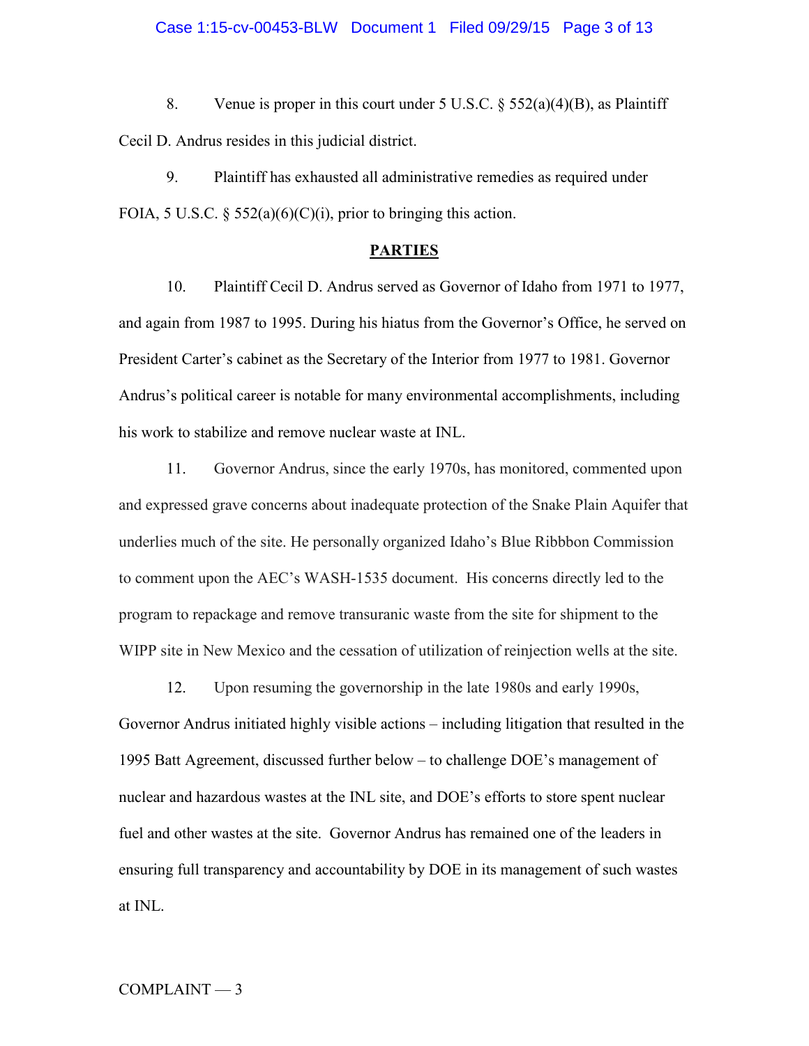8. Venue is proper in this court under 5 U.S.C. § 552(a)(4)(B), as Plaintiff Cecil D. Andrus resides in this judicial district.

9. Plaintiff has exhausted all administrative remedies as required under FOIA, 5 U.S.C. § 552(a)(6)(C)(i), prior to bringing this action.

**PARTIES**

10. Plaintiff Cecil D. Andrus served as Governor of Idaho from 1971 to 1977, and again from 1987 to 1995. During his hiatus from the Governor's Office, he served on President Carter's cabinet as the Secretary of the Interior from 1977 to 1981. Governor Andrus's political career is notable for many environmental accomplishments, including his work to stabilize and remove nuclear waste at INL.

11. Governor Andrus, since the early 1970s, has monitored, commented upon and expressed grave concerns about inadequate protection of the Snake Plain Aquifer that underlies much of the site. He personally organized Idaho's Blue Ribbbon Commission to comment upon the AEC's WASH-1535 document. His concerns directly led to the program to repackage and remove transuranic waste from the site for shipment to the WIPP site in New Mexico and the cessation of utilization of reinjection wells at the site.

12. Upon resuming the governorship in the late 1980s and early 1990s, Governor Andrus initiated highly visible actions – including litigation that resulted in the 1995 Batt Agreement, discussed further below – to challenge DOE's management of nuclear and hazardous wastes at the INL site, and DOE's efforts to store spent nuclear fuel and other wastes at the site. Governor Andrus has remained one of the leaders in ensuring full transparency and accountability by DOE in its management of such wastes at INL.

COMPLAINT — 3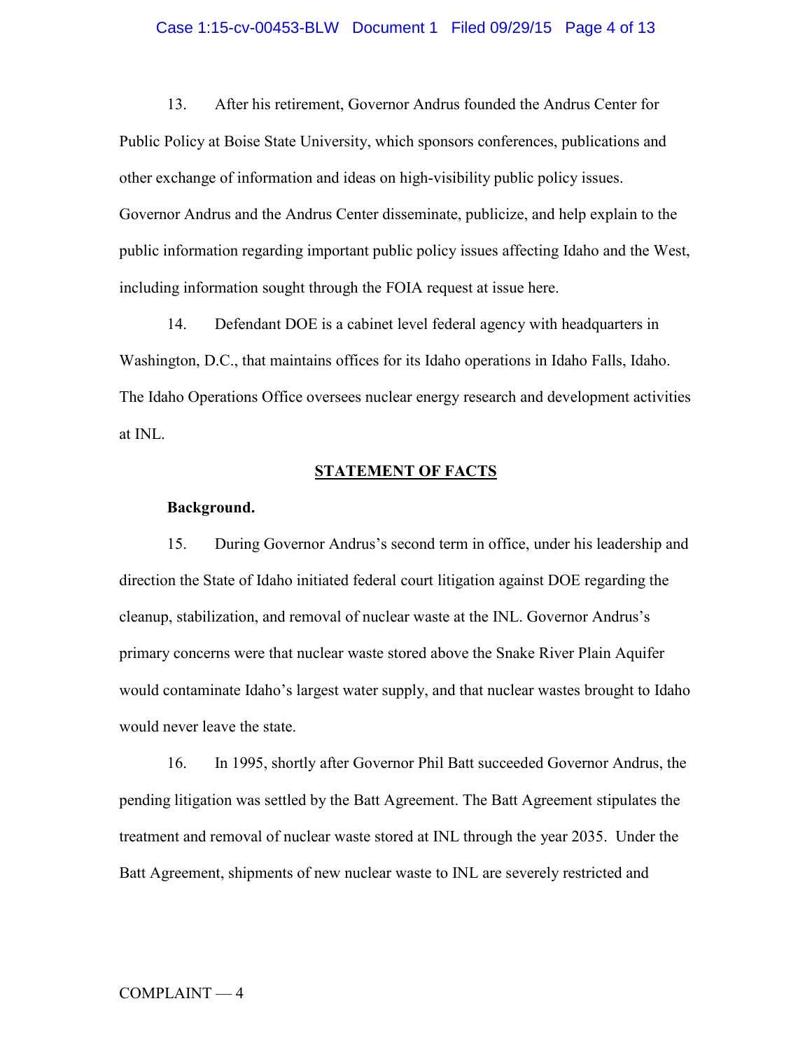13. After his retirement, Governor Andrus founded the Andrus Center for Public Policy at Boise State University, which sponsors conferences, publications and other exchange of information and ideas on high-visibility public policy issues. Governor Andrus and the Andrus Center disseminate, publicize, and help explain to the public information regarding important public policy issues affecting Idaho and the West, including information sought through the FOIA request at issue here.

14. Defendant DOE is a cabinet level federal agency with headquarters in Washington, D.C., that maintains offices for its Idaho operations in Idaho Falls, Idaho. The Idaho Operations Office oversees nuclear energy research and development activities at INL.

## STATEMENT OF FACTS

**Background.**

15. During Governor Andrus's second term in office, under his leadership and direction the State of Idaho initiated federal court litigation against DOE regarding the cleanup, stabilization, and removal of nuclear waste at the INL. Governor Andrus's primary concerns were that nuclear waste stored above the Snake River Plain Aquifer would contaminate Idaho's largest water supply, and that nuclear wastes brought to Idaho would never leave the state.

16. In 1995, shortly after Governor Phil Batt succeeded Governor Andrus, the pending litigation was settled by the Batt Agreement. The Batt Agreement stipulates the treatment and removal of nuclear waste stored at INL through the year 2035. Under the Batt Agreement, shipments of new nuclear waste to INL are severely restricted and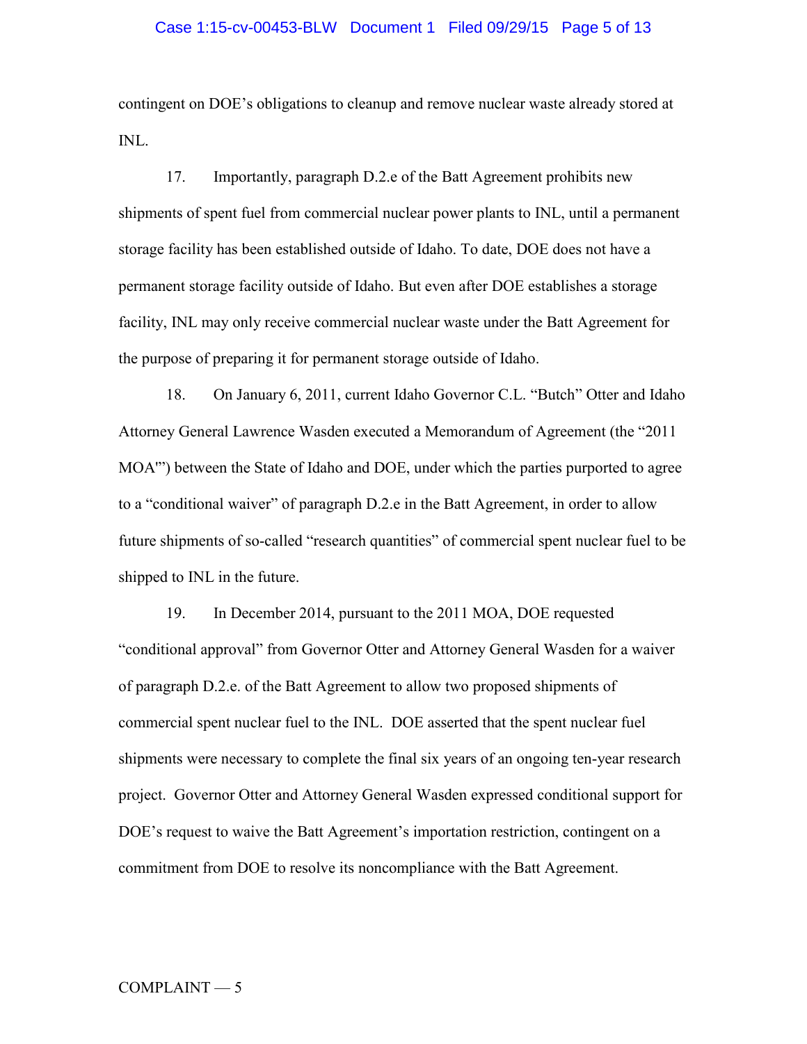contingent on DOE's obligations to cleanup and remove nuclear waste already stored at INL.

17. Importantly, paragraph D.2.e of the Batt Agreement prohibits new shipments of spent fuel from commercial nuclear power plants to INL, until a permanent storage facility has been established outside of Idaho. To date, DOE does not have a permanent storage facility outside of Idaho. But even after DOE establishes a storage facility, INL may only receive commercial nuclear waste under the Batt Agreement for the purpose of preparing it for permanent storage outside of Idaho.

18. On January 6, 2011, current Idaho Governor C.L. "Butch" Otter and Idaho Attorney General Lawrence Wasden executed a Memorandum of Agreement (the "2011 MOA"") between the State of Idaho and DOE, under which the parties purported to agree to a "conditional waiver" of paragraph D.2.e in the Batt Agreement, in order to allow future shipments of so-called "research quantities" of commercial spent nuclear fuel to be shipped to INL in the future.

19. In December 2014, pursuant to the 2011 MOA, DOE requested "conditional approval" from Governor Otter and Attorney General Wasden for a waiver of paragraph D.2.e. of the Batt Agreement to allow two proposed shipments of commercial spent nuclear fuel to the INL. DOE asserted that the spent nuclear fuel shipments were necessary to complete the final six years of an ongoing ten-year research project. Governor Otter and Attorney General Wasden expressed conditional support for DOE's request to waive the Batt Agreement's importation restriction, contingent on a commitment from DOE to resolve its noncompliance with the Batt Agreement.

COMPLAINT — 5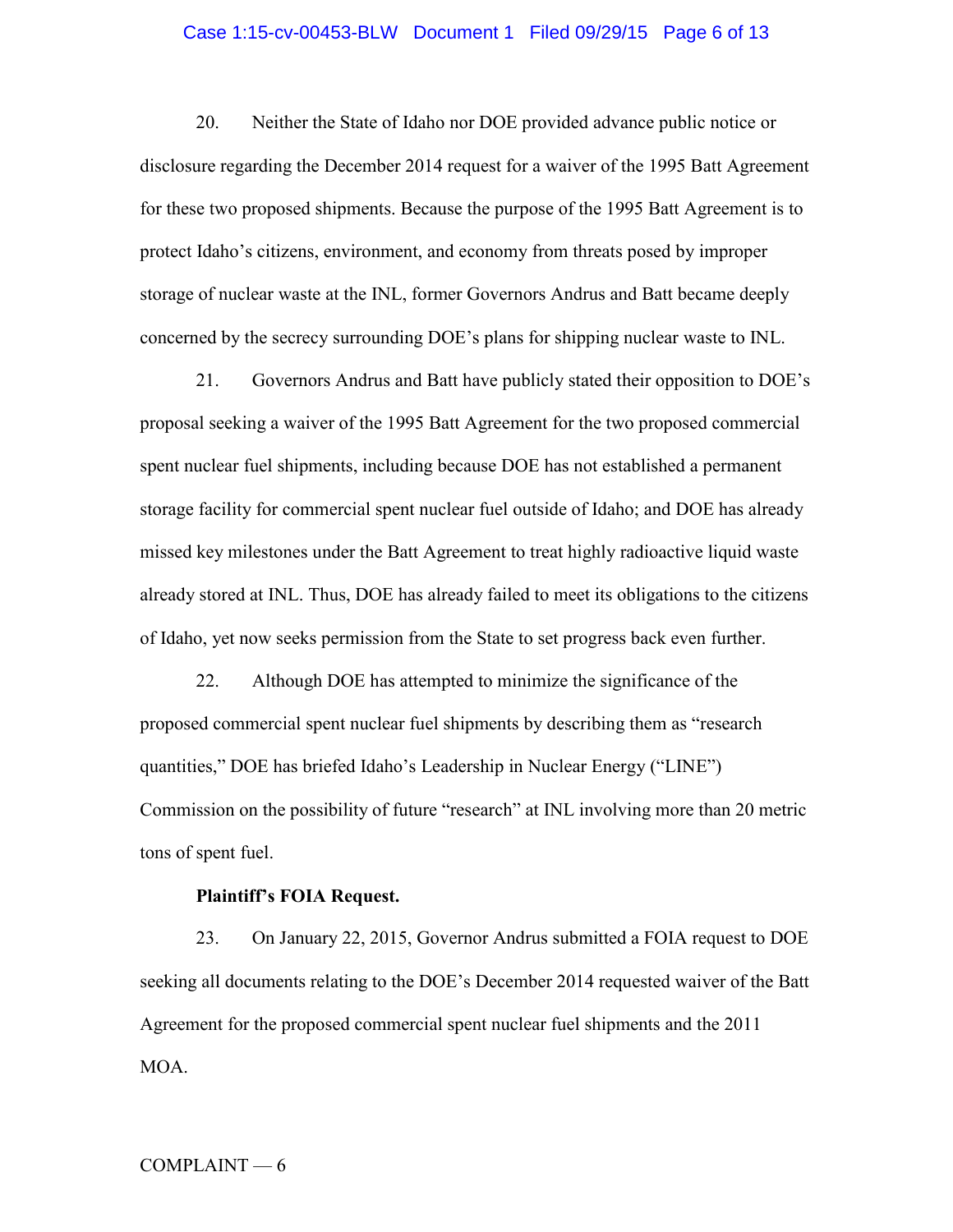20. Neither the State of Idaho nor DOE provided advance public notice or disclosure regarding the December 2014 request for a waiver of the 1995 Batt Agreement for these two proposed shipments. Because the purpose of the 1995 Batt Agreement is to protect Idaho's citizens, environment, and economy from threats posed by improper storage of nuclear waste at the INL, former Governors Andrus and Batt became deeply concerned by the secrecy surrounding DOE's plans for shipping nuclear waste to INL.

21. Governors Andrus and Batt have publicly stated their opposition to DOE's proposal seeking a waiver of the 1995 Batt Agreement for the two proposed commercial spent nuclear fuel shipments, including because DOE has not established a permanent storage facility for commercial spent nuclear fuel outside of Idaho; and DOE has already missed key milestones under the Batt Agreement to treat highly radioactive liquid waste already stored at INL. Thus, DOE has already failed to meet its obligations to the citizens of Idaho, yet now seeks permission from the State to set progress back even further.

22. Although DOE has attempted to minimize the significance of the proposed commercial spent nuclear fuel shipments by describing them as "research quantities," DOE has briefed Idaho's Leadership in Nuclear Energy ("LINE") Commission on the possibility of future "research" at INL involving more than 20 metric tons of spent fuel.

**Plaintiff's FOIA Request.**

23. On January 22, 2015, Governor Andrus submitted a FOIA request to DOE seeking all documents relating to the DOE's December 2014 requested waiver of the Batt Agreement for the proposed commercial spent nuclear fuel shipments and the 2011 MOA.

COMPLAINT — 6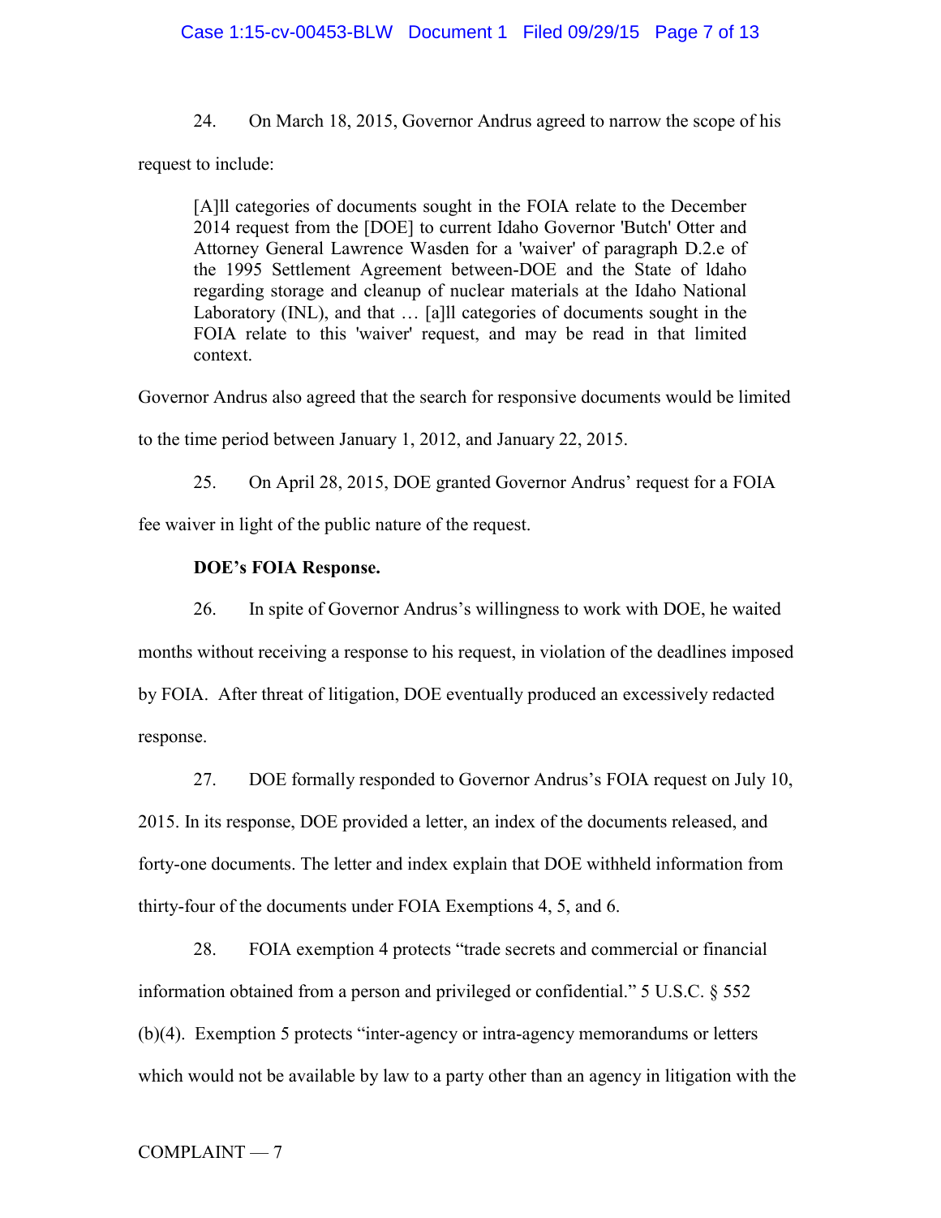24. On March 18, 2015, Governor Andrus agreed to narrow the scope of his request to include:

> [A]ll categories of documents sought in the FOIA relate to the December 2014 request from the [DOE] to current Idaho Governor 'Butch' Otter and Attorney General Lawrence Wasden for a 'waiver' of paragraph D.2.e of the 1995 Settlement Agreement between-DOE and the State of ldaho regarding storage and cleanup of nuclear materials at the Idaho National Laboratory (INL), and that … [a]ll categories of documents sought in the FOIA relate to this 'waiver' request, and may be read in that limited context.

Governor Andrus also agreed that the search for responsive documents would be limited to the time period between January 1, 2012, and January 22, 2015.

25. On April 28, 2015, DOE granted Governor Andrus' request for a FOIA fee waiver in light of the public nature of the request.

**DOE's FOIA Response.**

26. In spite of Governor Andrus's willingness to work with DOE, he waited months without receiving a response to his request, in violation of the deadlines imposed by FOIA. After threat of litigation, DOE eventually produced an excessively redacted response.

27. DOE formally responded to Governor Andrus's FOIA request on July 10, 2015. In its response, DOE provided a letter, an index of the documents released, and forty-one documents. The letter and index explain that DOE withheld information from thirty-four of the documents under FOIA Exemptions 4, 5, and 6.

28. FOIA exemption 4 protects "trade secrets and commercial or financial information obtained from a person and privileged or confidential." 5 U.S.C. § 552 (b)(4). Exemption 5 protects "inter-agency or intra-agency memorandums or letters which would not be available by law to a party other than an agency in litigation with the

COMPLAINT — 7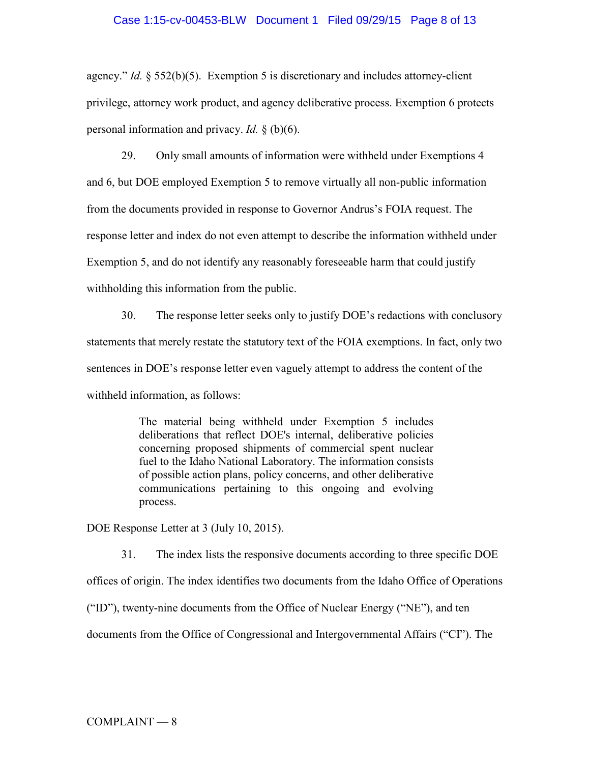agency." *Id.* § 552(b)(5). Exemption 5 is discretionary and includes attorney-client privilege, attorney work product, and agency deliberative process. Exemption 6 protects personal information and privacy. *Id.* § (b)(6).

29. Only small amounts of information were withheld under Exemptions 4 and 6, but DOE employed Exemption 5 to remove virtually all non-public information from the documents provided in response to Governor Andrus's FOIA request. The response letter and index do not even attempt to describe the information withheld under Exemption 5, and do not identify any reasonably foreseeable harm that could justify withholding this information from the public.

30. The response letter seeks only to justify DOE's redactions with conclusory statements that merely restate the statutory text of the FOIA exemptions. In fact, only two sentences in DOE's response letter even vaguely attempt to address the content of the withheld information, as follows:

> The material being withheld under Exemption 5 includes deliberations that reflect DOE's internal, deliberative policies concerning proposed shipments of commercial spent nuclear fuel to the Idaho National Laboratory. The information consists of possible action plans, policy concerns, and other deliberative communications pertaining to this ongoing and evolving process.

DOE Response Letter at 3 (July 10, 2015).

31. The index lists the responsive documents according to three specific DOE offices of origin. The index identifies two documents from the Idaho Office of Operations ("ID"), twenty-nine documents from the Office of Nuclear Energy ("NE"), and ten documents from the Office of Congressional and Intergovernmental Affairs ("CI"). The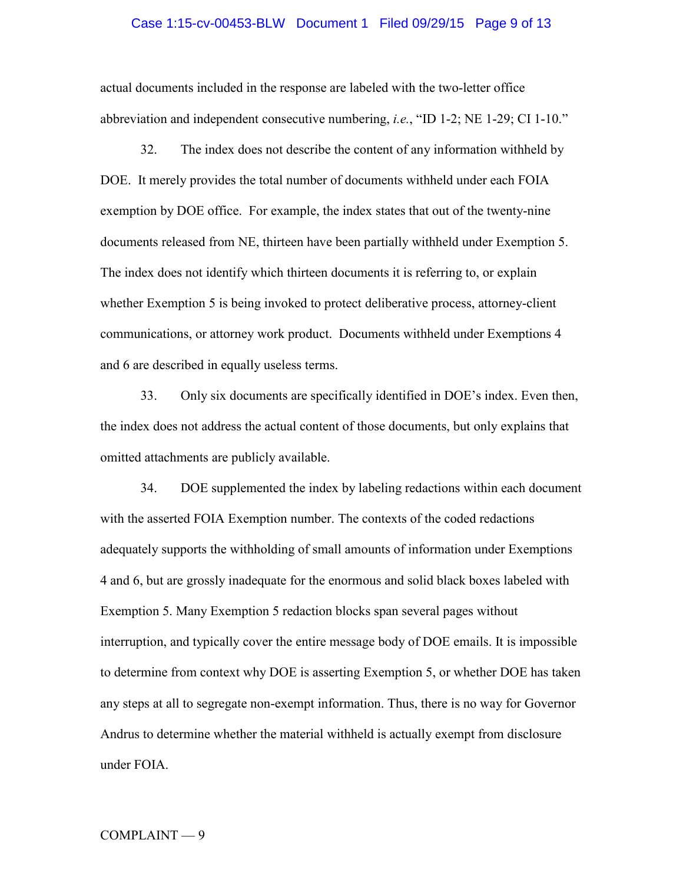actual documents included in the response are labeled with the two-letter office abbreviation and independent consecutive numbering, *i.e.*, “ID 1-2; NE 1-29; CI 1-10.”

32. The index does not describe the content of any information withheld by DOE. It merely provides the total number of documents withheld under each FOIA exemption by DOE office. For example, the index states that out of the twenty-nine documents released from NE, thirteen have been partially withheld under Exemption 5. The index does not identify which thirteen documents it is referring to, or explain whether Exemption 5 is being invoked to protect deliberative process, attorney-client communications, or attorney work product. Documents withheld under Exemptions 4 and 6 are described in equally useless terms.

33. Only six documents are specifically identified in DOE’s index. Even then, the index does not address the actual content of those documents, but only explains that omitted attachments are publicly available.

34. DOE supplemented the index by labeling redactions within each document with the asserted FOIA Exemption number. The contexts of the coded redactions adequately supports the withholding of small amounts of information under Exemptions 4 and 6, but are grossly inadequate for the enormous and solid black boxes labeled with Exemption 5. Many Exemption 5 redaction blocks span several pages without interruption, and typically cover the entire message body of DOE emails. It is impossible to determine from context why DOE is asserting Exemption 5, or whether DOE has taken any steps at all to segregate non-exempt information. Thus, there is no way for Governor Andrus to determine whether the material withheld is actually exempt from disclosure under FOIA.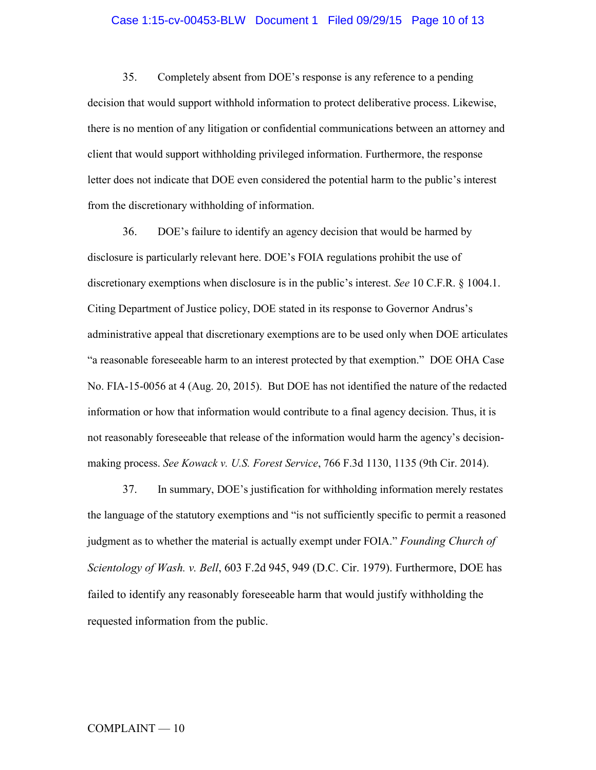35. Completely absent from DOE's response is any reference to a pending decision that would support withhold information to protect deliberative process. Likewise, there is no mention of any litigation or confidential communications between an attorney and client that would support withholding privileged information. Furthermore, the response letter does not indicate that DOE even considered the potential harm to the public's interest from the discretionary withholding of information.

36. DOE's failure to identify an agency decision that would be harmed by disclosure is particularly relevant here. DOE's FOIA regulations prohibit the use of discretionary exemptions when disclosure is in the public's interest. *See* 10 C.F.R. § 1004.1. Citing Department of Justice policy, DOE stated in its response to Governor Andrus's administrative appeal that discretionary exemptions are to be used only when DOE articulates "a reasonable foreseeable harm to an interest protected by that exemption." DOE OHA Case No. FIA-15-0056 at 4 (Aug. 20, 2015). But DOE has not identified the nature of the redacted information or how that information would contribute to a final agency decision. Thus, it is not reasonably foreseeable that release of the information would harm the agency's decision-making process. *See Kowack v. U.S. Forest Service*, 766 F.3d 1130, 1135 (9th Cir. 2014).

37. In summary, DOE's justification for withholding information merely restates the language of the statutory exemptions and "is not sufficiently specific to permit a reasoned judgment as to whether the material is actually exempt under FOIA." *Founding Church of Scientology of Wash. v. Bell*, 603 F.2d 945, 949 (D.C. Cir. 1979). Furthermore, DOE has failed to identify any reasonably foreseeable harm that would justify withholding the requested information from the public.

COMPLAINT — 10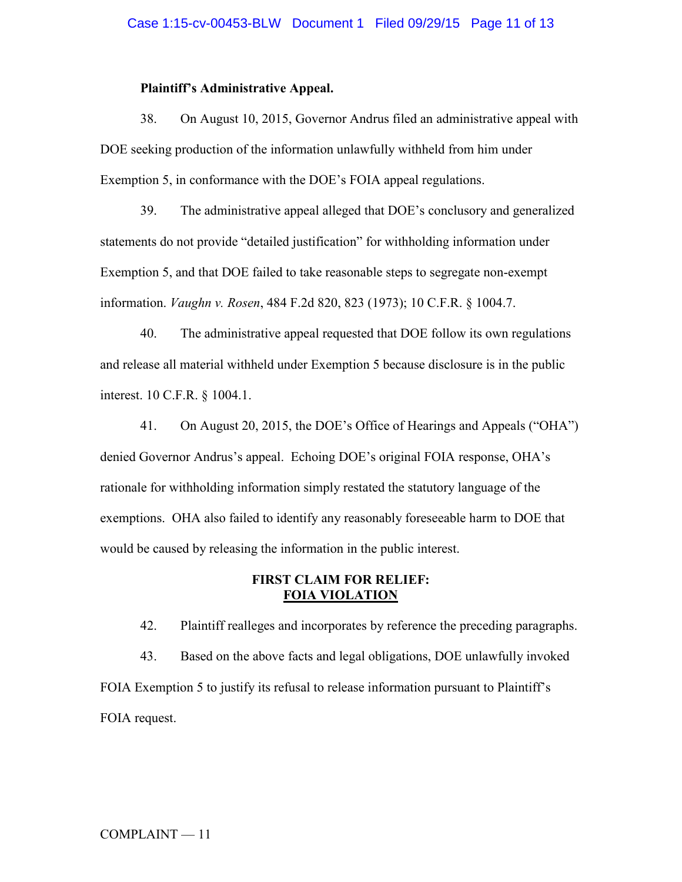**Plaintiff's Administrative Appeal.**

38. On August 10, 2015, Governor Andrus filed an administrative appeal with DOE seeking production of the information unlawfully withheld from him under Exemption 5, in conformance with the DOE's FOIA appeal regulations.

39. The administrative appeal alleged that DOE's conclusory and generalized statements do not provide "detailed justification" for withholding information under Exemption 5, and that DOE failed to take reasonable steps to segregate non-exempt information. *Vaughn v. Rosen*, 484 F.2d 820, 823 (1973); 10 C.F.R. § 1004.7.

40. The administrative appeal requested that DOE follow its own regulations and release all material withheld under Exemption 5 because disclosure is in the public interest. 10 C.F.R. § 1004.1.

41. On August 20, 2015, the DOE's Office of Hearings and Appeals ("OHA") denied Governor Andrus's appeal. Echoing DOE's original FOIA response, OHA's rationale for withholding information simply restated the statutory language of the exemptions. OHA also failed to identify any reasonably foreseeable harm to DOE that would be caused by releasing the information in the public interest.

**FIRST CLAIM FOR RELIEF:**
**FOIA VIOLATION**

42. Plaintiff realleges and incorporates by reference the preceding paragraphs.

43. Based on the above facts and legal obligations, DOE unlawfully invoked FOIA Exemption 5 to justify its refusal to release information pursuant to Plaintiff's FOIA request.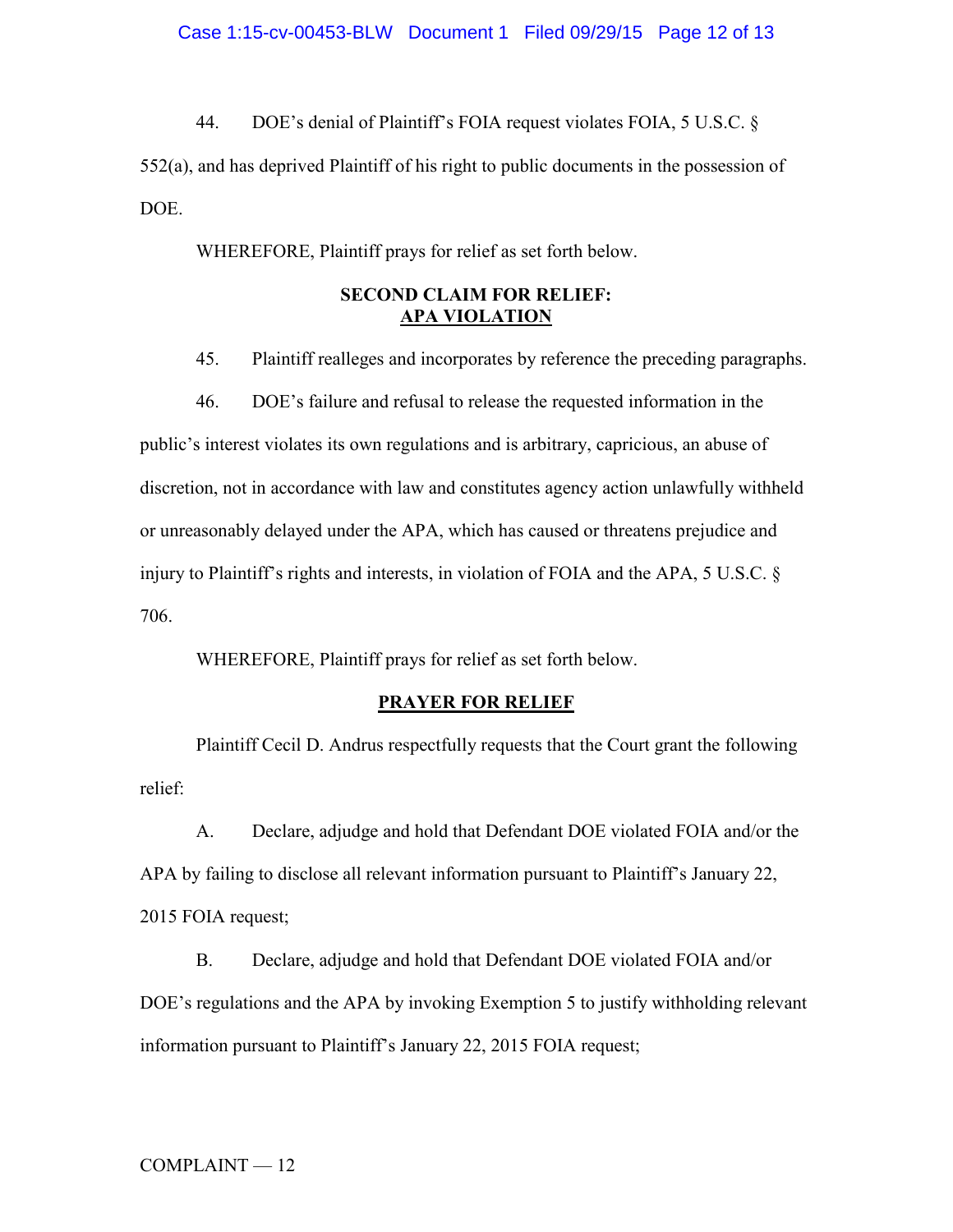44. DOE's denial of Plaintiff's FOIA request violates FOIA, 5 U.S.C. § 552(a), and has deprived Plaintiff of his right to public documents in the possession of DOE.

WHEREFORE, Plaintiff prays for relief as set forth below.

**SECOND CLAIM FOR RELIEF:**
**APA VIOLATION**

45. Plaintiff realleges and incorporates by reference the preceding paragraphs.

46. DOE's failure and refusal to release the requested information in the public's interest violates its own regulations and is arbitrary, capricious, an abuse of discretion, not in accordance with law and constitutes agency action unlawfully withheld or unreasonably delayed under the APA, which has caused or threatens prejudice and injury to Plaintiff's rights and interests, in violation of FOIA and the APA, 5 U.S.C. § 706.

WHEREFORE, Plaintiff prays for relief as set forth below.

**PRAYER FOR RELIEF**

Plaintiff Cecil D. Andrus respectfully requests that the Court grant the following relief:

A. Declare, adjudge and hold that Defendant DOE violated FOIA and/or the APA by failing to disclose all relevant information pursuant to Plaintiff's January 22, 2015 FOIA request;

B. Declare, adjudge and hold that Defendant DOE violated FOIA and/or DOE's regulations and the APA by invoking Exemption 5 to justify withholding relevant information pursuant to Plaintiff's January 22, 2015 FOIA request;

COMPLAINT — 12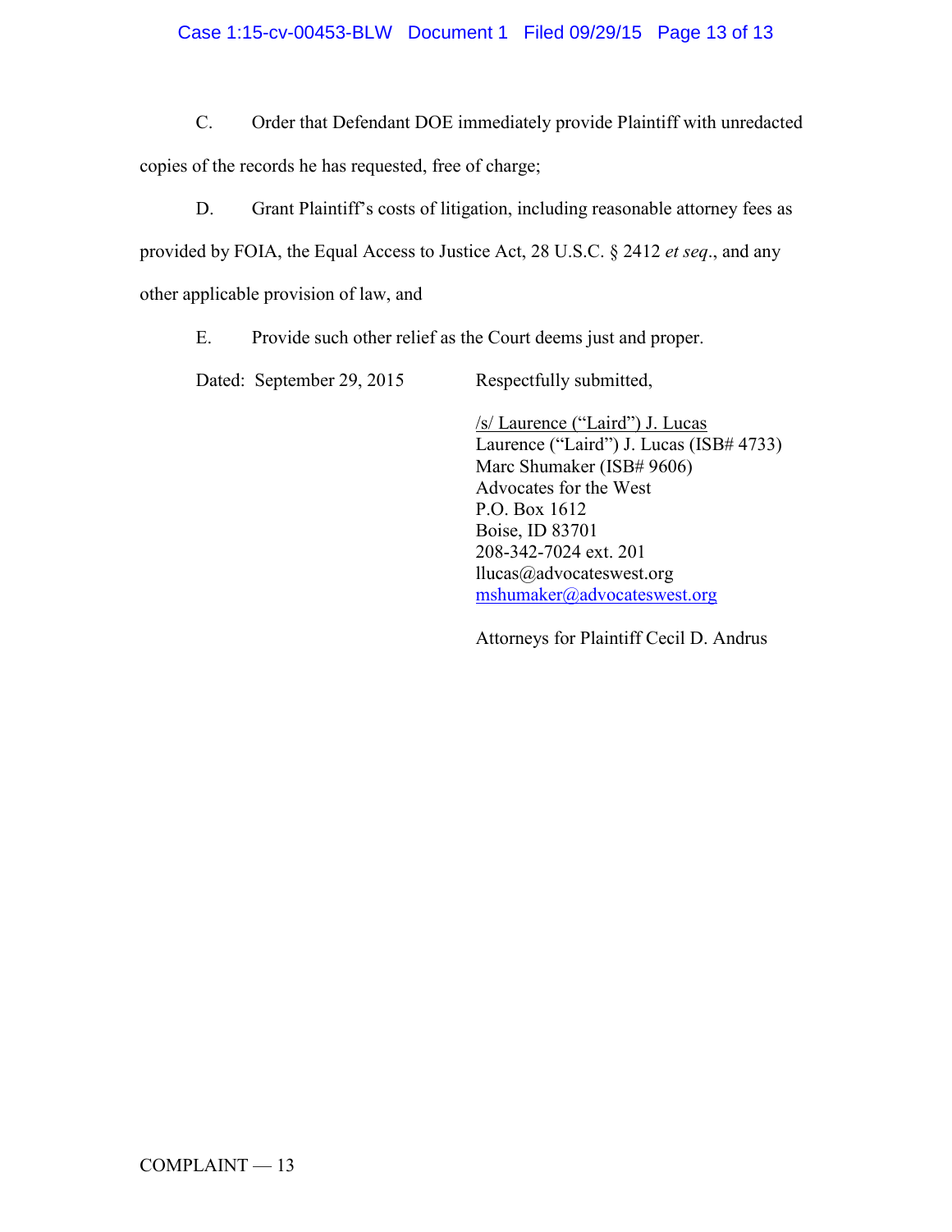C. Order that Defendant DOE immediately provide Plaintiff with unredacted copies of the records he has requested, free of charge;

D. Grant Plaintiff's costs of litigation, including reasonable attorney fees as provided by FOIA, the Equal Access to Justice Act, 28 U.S.C. § 2412 *et seq*., and any other applicable provision of law, and

E. Provide such other relief as the Court deems just and proper.

Dated: September 29, 2015

Respectfully submitted,

/s/ Laurence ("Laird") J. Lucas
Laurence ("Laird") J. Lucas (ISB# 4733)
Marc Shumaker (ISB# 9606)
Advocates for the West
P.O. Box 1612
Boise, ID 83701
208-342-7024 ext. 201
llucas@advocateswest.org
mshumaker@advocateswest.org

Attorneys for Plaintiff Cecil D. Andrus

COMPLAINT — 13